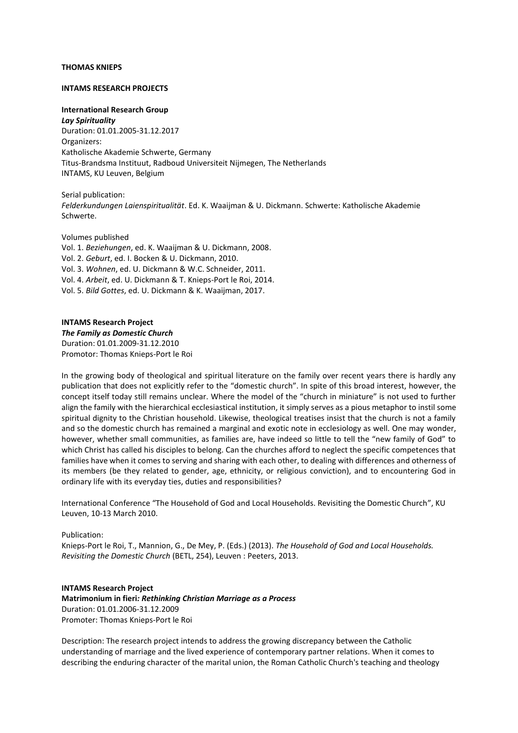**THOMAS KNIEPS**

**INTAMS RESEARCH PROJECTS**

**International Research Group**
***Lay Spirituality***
Duration: 01.01.2005-31.12.2017
Organizers:
Katholische Akademie Schwerte, Germany
Titus-Brandsma Instituut, Radboud Universiteit Nijmegen, The Netherlands
INTAMS, KU Leuven, Belgium

Serial publication:
*Felderkundungen Laienspiritualität*. Ed. K. Waaijman & U. Dickmann. Schwerte: Katholische Akademie Schwerte.

Volumes published
Vol. 1. *Beziehungen*, ed. K. Waaijman & U. Dickmann, 2008.
Vol. 2. *Geburt*, ed. I. Bocken & U. Dickmann, 2010.
Vol. 3. *Wohnen*, ed. U. Dickmann & W.C. Schneider, 2011.
Vol. 4. *Arbeit*, ed. U. Dickmann & T. Knieps-Port le Roi, 2014.
Vol. 5. *Bild Gottes*, ed. U. Dickmann & K. Waaijman, 2017.

**INTAMS Research Project**
***The Family as Domestic Church***
Duration: 01.01.2009-31.12.2010
Promotor: Thomas Knieps-Port le Roi

In the growing body of theological and spiritual literature on the family over recent years there is hardly any publication that does not explicitly refer to the "domestic church". In spite of this broad interest, however, the concept itself today still remains unclear. Where the model of the "church in miniature" is not used to further align the family with the hierarchical ecclesiastical institution, it simply serves as a pious metaphor to instil some spiritual dignity to the Christian household. Likewise, theological treatises insist that the church is not a family and so the domestic church has remained a marginal and exotic note in ecclesiology as well. One may wonder, however, whether small communities, as families are, have indeed so little to tell the "new family of God" to which Christ has called his disciples to belong. Can the churches afford to neglect the specific competences that families have when it comes to serving and sharing with each other, to dealing with differences and otherness of its members (be they related to gender, age, ethnicity, or religious conviction), and to encountering God in ordinary life with its everyday ties, duties and responsibilities?

International Conference "The Household of God and Local Households. Revisiting the Domestic Church", KU Leuven, 10-13 March 2010.

Publication:
Knieps-Port le Roi, T., Mannion, G., De Mey, P. (Eds.) (2013). *The Household of God and Local Households. Revisiting the Domestic Church* (BETL, 254), Leuven : Peeters, 2013.

**INTAMS Research Project**
**Matrimonium in fieri*: Rethinking Christian Marriage as a Process***
Duration: 01.01.2006-31.12.2009
Promoter: Thomas Knieps-Port le Roi

Description: The research project intends to address the growing discrepancy between the Catholic understanding of marriage and the lived experience of contemporary partner relations. When it comes to describing the enduring character of the marital union, the Roman Catholic Church's teaching and theology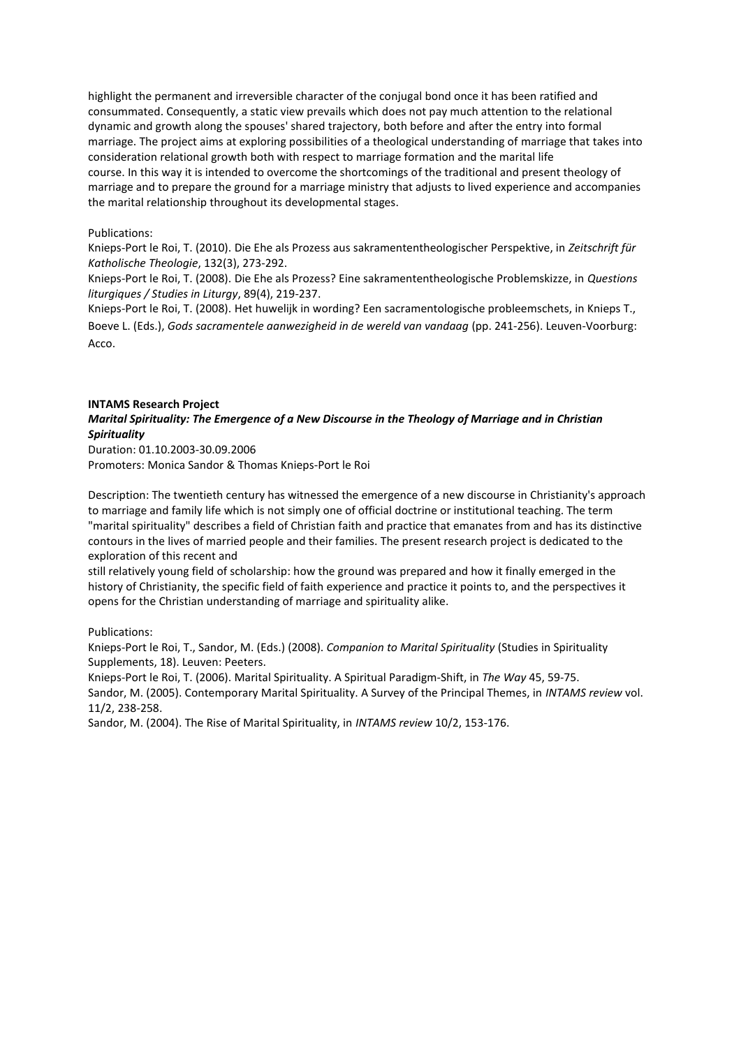highlight the permanent and irreversible character of the conjugal bond once it has been ratified and consummated. Consequently, a static view prevails which does not pay much attention to the relational dynamic and growth along the spouses' shared trajectory, both before and after the entry into formal marriage. The project aims at exploring possibilities of a theological understanding of marriage that takes into consideration relational growth both with respect to marriage formation and the marital life course. In this way it is intended to overcome the shortcomings of the traditional and present theology of marriage and to prepare the ground for a marriage ministry that adjusts to lived experience and accompanies the marital relationship throughout its developmental stages.

Publications:
Knieps-Port le Roi, T. (2010). Die Ehe als Prozess aus sakramententheologischer Perspektive, in *Zeitschrift für Katholische Theologie*, 132(3), 273-292.
Knieps-Port le Roi, T. (2008). Die Ehe als Prozess? Eine sakramententheologische Problemskizze, in *Questions liturgiques / Studies in Liturgy*, 89(4), 219-237.
Knieps-Port le Roi, T. (2008). Het huwelijk in wording? Een sacramentologische probleemschets, in Knieps T., Boeve L. (Eds.), *Gods sacramentele aanwezigheid in de wereld van vandaag* (pp. 241-256). Leuven-Voorburg: Acco.

**INTAMS Research Project**
***Marital Spirituality: The Emergence of a New Discourse in the Theology of Marriage and in Christian Spirituality***
Duration: 01.10.2003-30.09.2006
Promoters: Monica Sandor & Thomas Knieps-Port le Roi

Description: The twentieth century has witnessed the emergence of a new discourse in Christianity's approach to marriage and family life which is not simply one of official doctrine or institutional teaching. The term "marital spirituality" describes a field of Christian faith and practice that emanates from and has its distinctive contours in the lives of married people and their families. The present research project is dedicated to the exploration of this recent and still relatively young field of scholarship: how the ground was prepared and how it finally emerged in the history of Christianity, the specific field of faith experience and practice it points to, and the perspectives it opens for the Christian understanding of marriage and spirituality alike.

Publications:
Knieps-Port le Roi, T., Sandor, M. (Eds.) (2008). *Companion to Marital Spirituality* (Studies in Spirituality Supplements, 18). Leuven: Peeters.
Knieps-Port le Roi, T. (2006). Marital Spirituality. A Spiritual Paradigm-Shift, in *The Way* 45, 59-75.
Sandor, M. (2005). Contemporary Marital Spirituality. A Survey of the Principal Themes, in *INTAMS review* vol. 11/2, 238-258.
Sandor, M. (2004). The Rise of Marital Spirituality, in *INTAMS review* 10/2, 153-176.